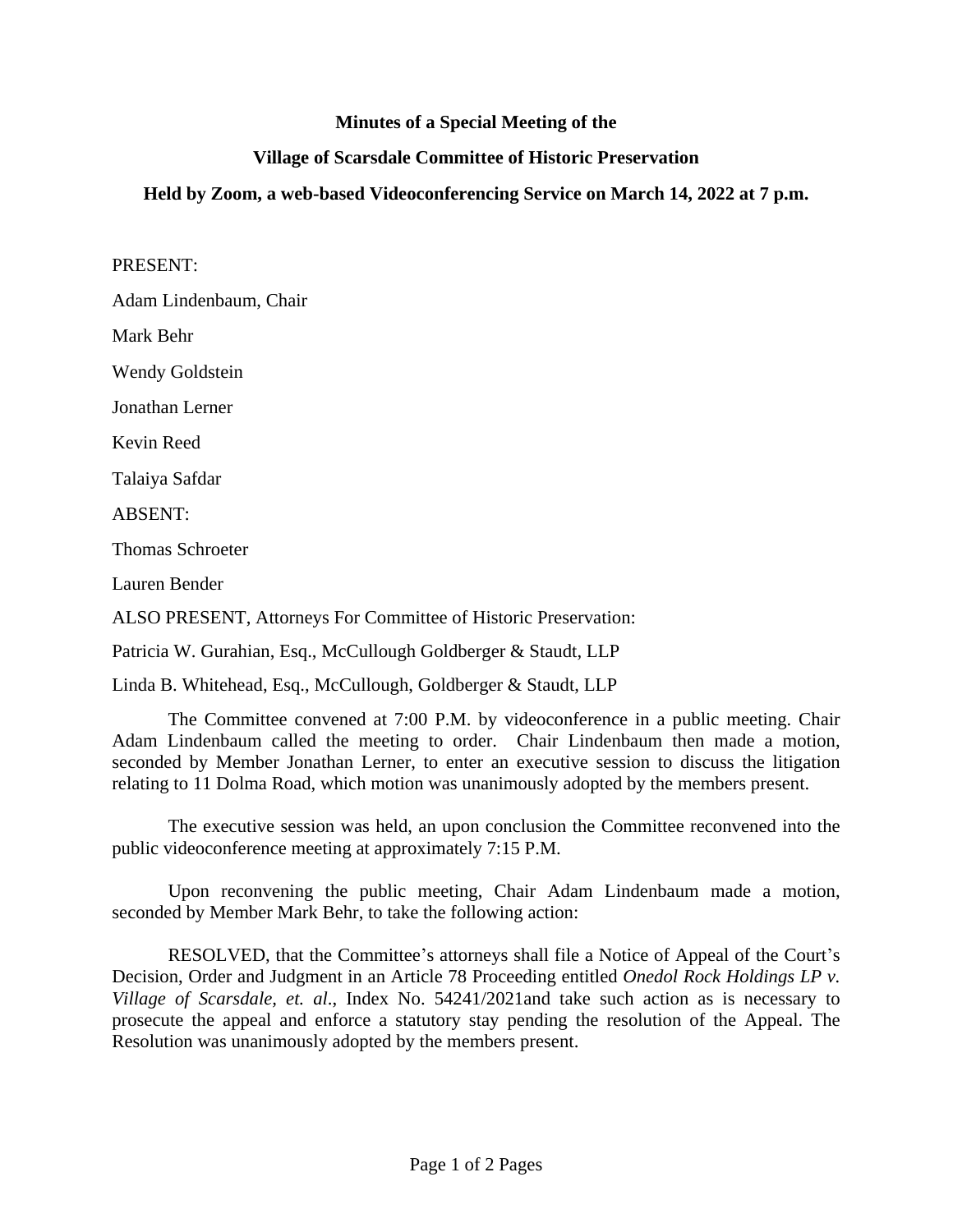**Minutes of a Special Meeting of the**

**Village of Scarsdale Committee of Historic Preservation**

**Held by Zoom, a web-based Videoconferencing Service on March 14, 2022 at 7 p.m.**

PRESENT:

Adam Lindenbaum, Chair

Mark Behr

Wendy Goldstein

Jonathan Lerner

Kevin Reed

Talaiya Safdar

ABSENT:

Thomas Schroeter

Lauren Bender

ALSO PRESENT, Attorneys For Committee of Historic Preservation:

Patricia W. Gurahian, Esq., McCullough Goldberger & Staudt, LLP

Linda B. Whitehead, Esq., McCullough, Goldberger & Staudt, LLP

The Committee convened at 7:00 P.M. by videoconference in a public meeting. Chair Adam Lindenbaum called the meeting to order. Chair Lindenbaum then made a motion, seconded by Member Jonathan Lerner, to enter an executive session to discuss the litigation relating to 11 Dolma Road, which motion was unanimously adopted by the members present.

The executive session was held, an upon conclusion the Committee reconvened into the public videoconference meeting at approximately 7:15 P.M.

Upon reconvening the public meeting, Chair Adam Lindenbaum made a motion, seconded by Member Mark Behr, to take the following action:

RESOLVED, that the Committee's attorneys shall file a Notice of Appeal of the Court's Decision, Order and Judgment in an Article 78 Proceeding entitled *Onedol Rock Holdings LP v. Village of Scarsdale, et. al.*, Index No. 54241/2021and take such action as is necessary to prosecute the appeal and enforce a statutory stay pending the resolution of the Appeal. The Resolution was unanimously adopted by the members present.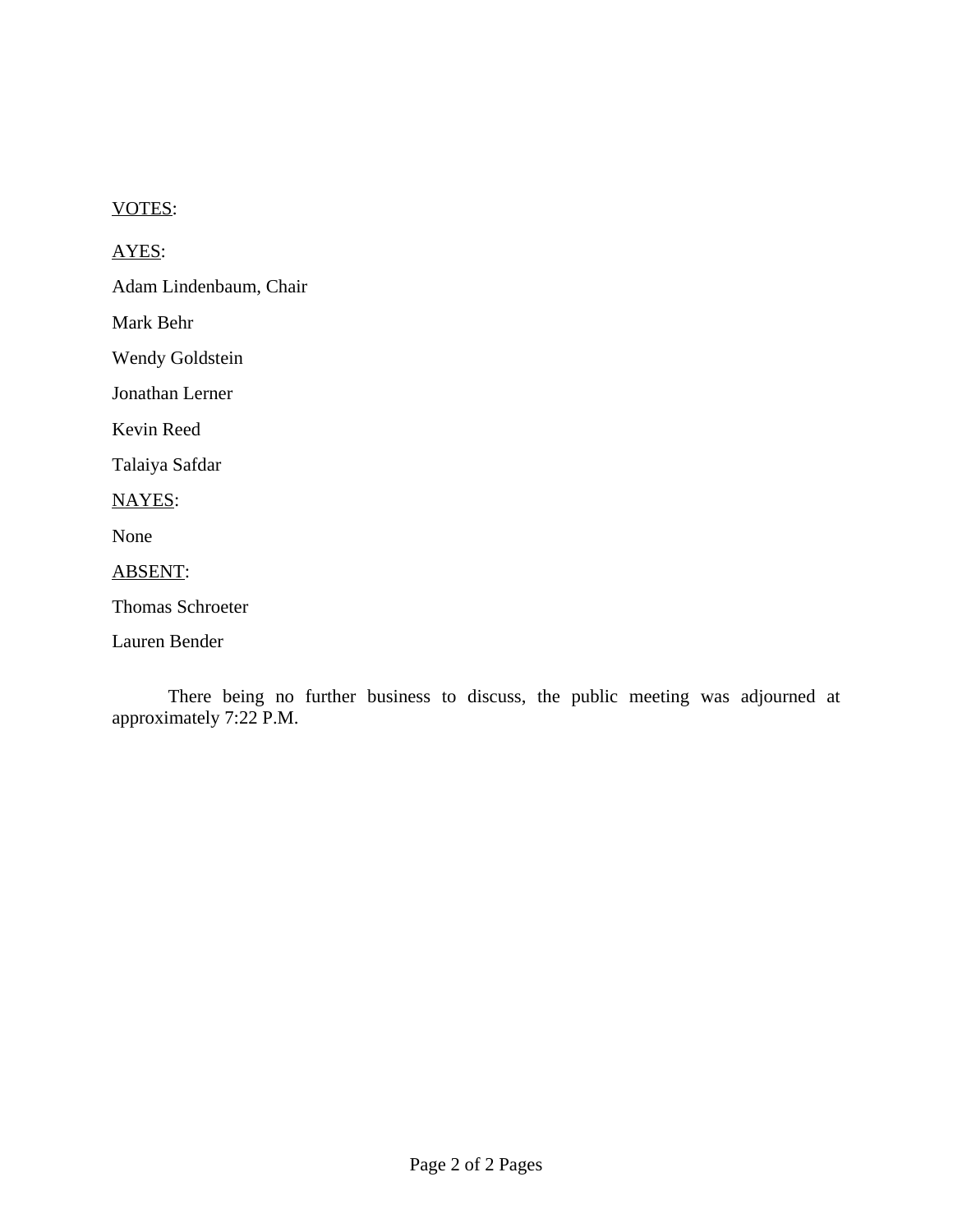<u>VOTES</u>:

<u>AYES</u>:

Adam Lindenbaum, Chair

Mark Behr

Wendy Goldstein

Jonathan Lerner

Kevin Reed

Talaiya Safdar

<u>NAYES</u>:

None

<u>ABSENT</u>:

Thomas Schroeter

Lauren Bender

There being no further business to discuss, the public meeting was adjourned at approximately 7:22 P.M.